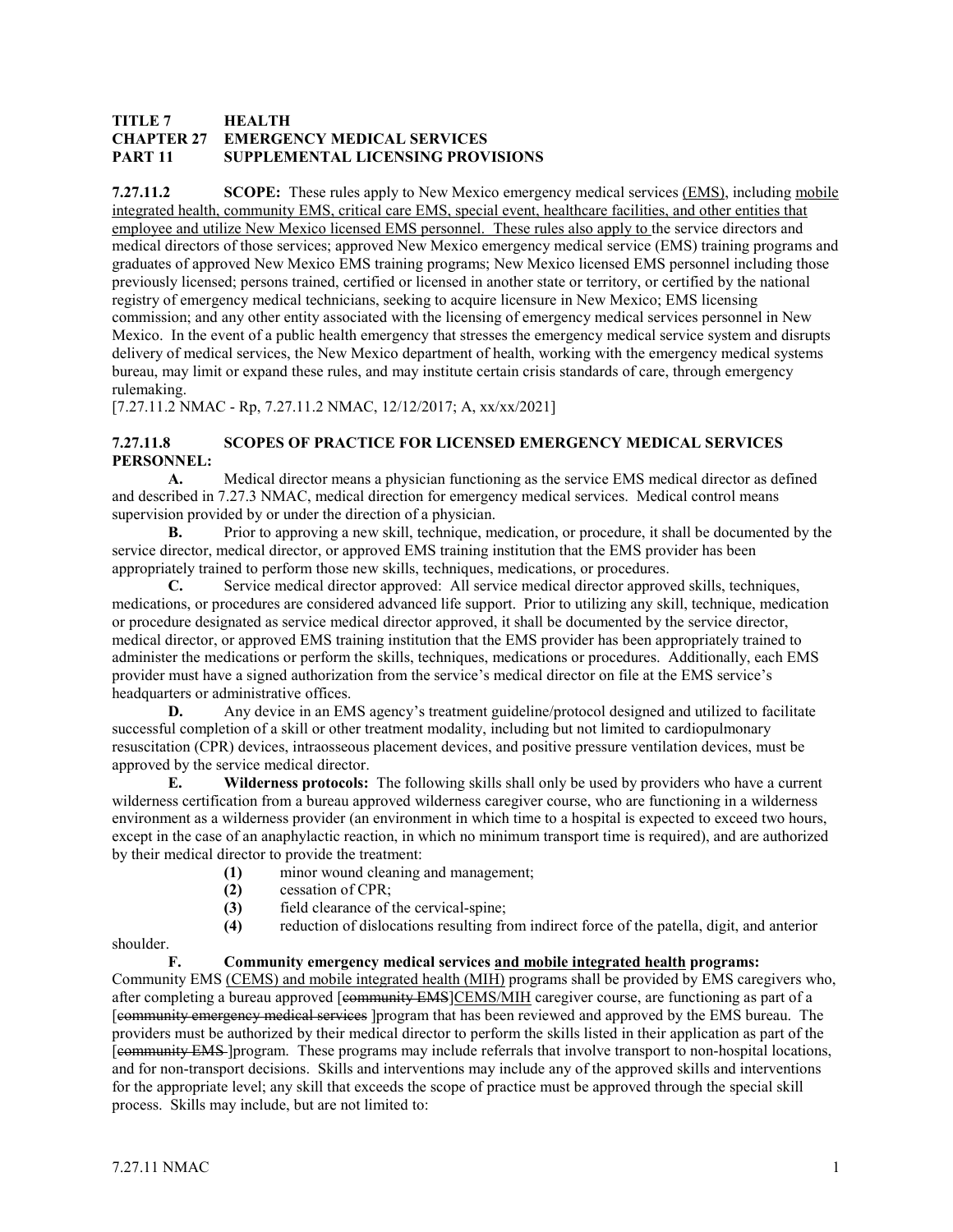**TITLE 7 HEALTH**
**CHAPTER 27 EMERGENCY MEDICAL SERVICES**
**PART 11 SUPPLEMENTAL LICENSING PROVISIONS**

**7.27.11.2 SCOPE:** These rules apply to New Mexico emergency medical services (EMS), including mobile integrated health, community EMS, critical care EMS, special event, healthcare facilities, and other entities that employee and utilize New Mexico licensed EMS personnel. These rules also apply to the service directors and medical directors of those services; approved New Mexico emergency medical service (EMS) training programs and graduates of approved New Mexico EMS training programs; New Mexico licensed EMS personnel including those previously licensed; persons trained, certified or licensed in another state or territory, or certified by the national registry of emergency medical technicians, seeking to acquire licensure in New Mexico; EMS licensing commission; and any other entity associated with the licensing of emergency medical services personnel in New Mexico. In the event of a public health emergency that stresses the emergency medical service system and disrupts delivery of medical services, the New Mexico department of health, working with the emergency medical systems bureau, may limit or expand these rules, and may institute certain crisis standards of care, through emergency rulemaking.
[7.27.11.2 NMAC - Rp, 7.27.11.2 NMAC, 12/12/2017; A, xx/xx/2021]

**7.27.11.8 SCOPES OF PRACTICE FOR LICENSED EMERGENCY MEDICAL SERVICES PERSONNEL:**

**A.** Medical director means a physician functioning as the service EMS medical director as defined and described in 7.27.3 NMAC, medical direction for emergency medical services. Medical control means supervision provided by or under the direction of a physician.

**B.** Prior to approving a new skill, technique, medication, or procedure, it shall be documented by the service director, medical director, or approved EMS training institution that the EMS provider has been appropriately trained to perform those new skills, techniques, medications, or procedures.

**C.** Service medical director approved: All service medical director approved skills, techniques, medications, or procedures are considered advanced life support. Prior to utilizing any skill, technique, medication or procedure designated as service medical director approved, it shall be documented by the service director, medical director, or approved EMS training institution that the EMS provider has been appropriately trained to administer the medications or perform the skills, techniques, medications or procedures. Additionally, each EMS provider must have a signed authorization from the service's medical director on file at the EMS service's headquarters or administrative offices.

**D.** Any device in an EMS agency's treatment guideline/protocol designed and utilized to facilitate successful completion of a skill or other treatment modality, including but not limited to cardiopulmonary resuscitation (CPR) devices, intraosseous placement devices, and positive pressure ventilation devices, must be approved by the service medical director.

**E. Wilderness protocols:** The following skills shall only be used by providers who have a current wilderness certification from a bureau approved wilderness caregiver course, who are functioning in a wilderness environment as a wilderness provider (an environment in which time to a hospital is expected to exceed two hours, except in the case of an anaphylactic reaction, in which no minimum transport time is required), and are authorized by their medical director to provide the treatment:

**(1)** minor wound cleaning and management;
**(2)** cessation of CPR;
**(3)** field clearance of the cervical-spine;
**(4)** reduction of dislocations resulting from indirect force of the patella, digit, and anterior shoulder.

**F. Community emergency medical services and mobile integrated health programs:** Community EMS (CEMS) and mobile integrated health (MIH) programs shall be provided by EMS caregivers who, after completing a bureau approved [~~community EMS~~]CEMS/MIH caregiver course, are functioning as part of a [~~community emergency medical services~~ ]program that has been reviewed and approved by the EMS bureau. The providers must be authorized by their medical director to perform the skills listed in their application as part of the [~~community EMS~~ ]program. These programs may include referrals that involve transport to non-hospital locations, and for non-transport decisions. Skills and interventions may include any of the approved skills and interventions for the appropriate level; any skill that exceeds the scope of practice must be approved through the special skill process. Skills may include, but are not limited to: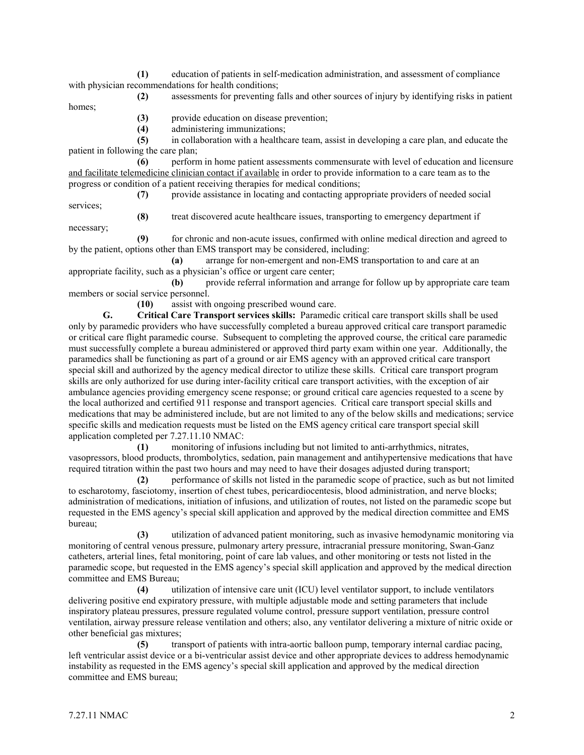**(1)** education of patients in self-medication administration, and assessment of compliance with physician recommendations for health conditions;

**(2)** assessments for preventing falls and other sources of injury by identifying risks in patient homes;

**(3)** provide education on disease prevention;

**(4)** administering immunizations;

**(5)** in collaboration with a healthcare team, assist in developing a care plan, and educate the patient in following the care plan;

**(6)** perform in home patient assessments commensurate with level of education and licensure <u>and facilitate telemedicine clinician contact if available</u> in order to provide information to a care team as to the progress or condition of a patient receiving therapies for medical conditions;

**(7)** provide assistance in locating and contacting appropriate providers of needed social services;

**(8)** treat discovered acute healthcare issues, transporting to emergency department if necessary;

**(9)** for chronic and non-acute issues, confirmed with online medical direction and agreed to by the patient, options other than EMS transport may be considered, including:

**(a)** arrange for non-emergent and non-EMS transportation to and care at an appropriate facility, such as a physician's office or urgent care center;

**(b)** provide referral information and arrange for follow up by appropriate care team members or social service personnel.

**(10)** assist with ongoing prescribed wound care.

**G. Critical Care Transport services skills:** Paramedic critical care transport skills shall be used only by paramedic providers who have successfully completed a bureau approved critical care transport paramedic or critical care flight paramedic course. Subsequent to completing the approved course, the critical care paramedic must successfully complete a bureau administered or approved third party exam within one year. Additionally, the paramedics shall be functioning as part of a ground or air EMS agency with an approved critical care transport special skill and authorized by the agency medical director to utilize these skills. Critical care transport program skills are only authorized for use during inter-facility critical care transport activities, with the exception of air ambulance agencies providing emergency scene response; or ground critical care agencies requested to a scene by the local authorized and certified 911 response and transport agencies. Critical care transport special skills and medications that may be administered include, but are not limited to any of the below skills and medications; service specific skills and medication requests must be listed on the EMS agency critical care transport special skill application completed per 7.27.11.10 NMAC:

**(1)** monitoring of infusions including but not limited to anti-arrhythmics, nitrates, vasopressors, blood products, thrombolytics, sedation, pain management and antihypertensive medications that have required titration within the past two hours and may need to have their dosages adjusted during transport;

**(2)** performance of skills not listed in the paramedic scope of practice, such as but not limited to escharotomy, fasciotomy, insertion of chest tubes, pericardiocentesis, blood administration, and nerve blocks; administration of medications, initiation of infusions, and utilization of routes, not listed on the paramedic scope but requested in the EMS agency's special skill application and approved by the medical direction committee and EMS bureau;

**(3)** utilization of advanced patient monitoring, such as invasive hemodynamic monitoring via monitoring of central venous pressure, pulmonary artery pressure, intracranial pressure monitoring, Swan-Ganz catheters, arterial lines, fetal monitoring, point of care lab values, and other monitoring or tests not listed in the paramedic scope, but requested in the EMS agency's special skill application and approved by the medical direction committee and EMS Bureau;

**(4)** utilization of intensive care unit (ICU) level ventilator support, to include ventilators delivering positive end expiratory pressure, with multiple adjustable mode and setting parameters that include inspiratory plateau pressures, pressure regulated volume control, pressure support ventilation, pressure control ventilation, airway pressure release ventilation and others; also, any ventilator delivering a mixture of nitric oxide or other beneficial gas mixtures;

**(5)** transport of patients with intra-aortic balloon pump, temporary internal cardiac pacing, left ventricular assist device or a bi-ventricular assist device and other appropriate devices to address hemodynamic instability as requested in the EMS agency's special skill application and approved by the medical direction committee and EMS bureau;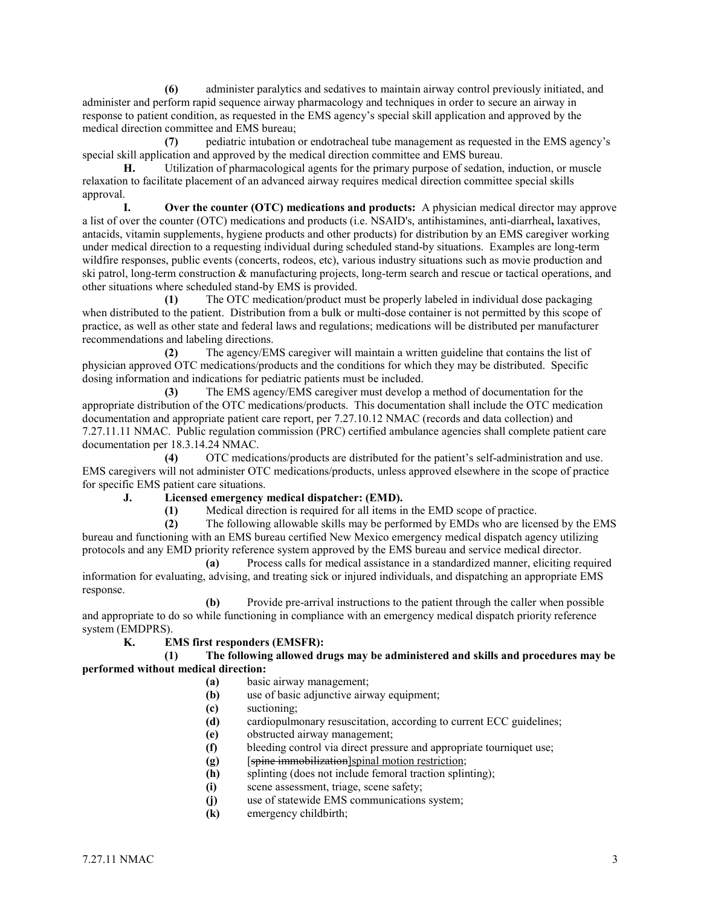**(6)** administer paralytics and sedatives to maintain airway control previously initiated, and administer and perform rapid sequence airway pharmacology and techniques in order to secure an airway in response to patient condition, as requested in the EMS agency's special skill application and approved by the medical direction committee and EMS bureau;

**(7)** pediatric intubation or endotracheal tube management as requested in the EMS agency's special skill application and approved by the medical direction committee and EMS bureau.

**H.** Utilization of pharmacological agents for the primary purpose of sedation, induction, or muscle relaxation to facilitate placement of an advanced airway requires medical direction committee special skills approval.

**I. Over the counter (OTC) medications and products:** A physician medical director may approve a list of over the counter (OTC) medications and products (i.e. NSAID's, antihistamines, anti-diarrheal**,** laxatives, antacids, vitamin supplements, hygiene products and other products) for distribution by an EMS caregiver working under medical direction to a requesting individual during scheduled stand-by situations. Examples are long-term wildfire responses, public events (concerts, rodeos, etc), various industry situations such as movie production and ski patrol, long-term construction & manufacturing projects, long-term search and rescue or tactical operations, and other situations where scheduled stand-by EMS is provided.

**(1)** The OTC medication/product must be properly labeled in individual dose packaging when distributed to the patient. Distribution from a bulk or multi-dose container is not permitted by this scope of practice, as well as other state and federal laws and regulations; medications will be distributed per manufacturer recommendations and labeling directions.

**(2)** The agency/EMS caregiver will maintain a written guideline that contains the list of physician approved OTC medications/products and the conditions for which they may be distributed. Specific dosing information and indications for pediatric patients must be included.

**(3)** The EMS agency/EMS caregiver must develop a method of documentation for the appropriate distribution of the OTC medications/products. This documentation shall include the OTC medication documentation and appropriate patient care report, per 7.27.10.12 NMAC (records and data collection) and 7.27.11.11 NMAC. Public regulation commission (PRC) certified ambulance agencies shall complete patient care documentation per 18.3.14.24 NMAC.

**(4)** OTC medications/products are distributed for the patient's self-administration and use. EMS caregivers will not administer OTC medications/products, unless approved elsewhere in the scope of practice for specific EMS patient care situations.

**J. Licensed emergency medical dispatcher: (EMD).**

**(1)** Medical direction is required for all items in the EMD scope of practice.

**(2)** The following allowable skills may be performed by EMDs who are licensed by the EMS bureau and functioning with an EMS bureau certified New Mexico emergency medical dispatch agency utilizing protocols and any EMD priority reference system approved by the EMS bureau and service medical director.

**(a)** Process calls for medical assistance in a standardized manner, eliciting required information for evaluating, advising, and treating sick or injured individuals, and dispatching an appropriate EMS response.

**(b)** Provide pre-arrival instructions to the patient through the caller when possible and appropriate to do so while functioning in compliance with an emergency medical dispatch priority reference system (EMDPRS).

**K. EMS first responders (EMSFR):**

**(1) The following allowed drugs may be administered and skills and procedures may be performed without medical direction:**

- **(a)** basic airway management;
- **(b)** use of basic adjunctive airway equipment;
- **(c)** suctioning;
- **(d)** cardiopulmonary resuscitation, according to current ECC guidelines;
- **(e)** obstructed airway management;
- **(f)** bleeding control via direct pressure and appropriate tourniquet use;
- **(g)** [~~spine immobilization~~]spinal motion restriction;
- **(h)** splinting (does not include femoral traction splinting);
- **(i)** scene assessment, triage, scene safety;
- **(j)** use of statewide EMS communications system;
- **(k)** emergency childbirth;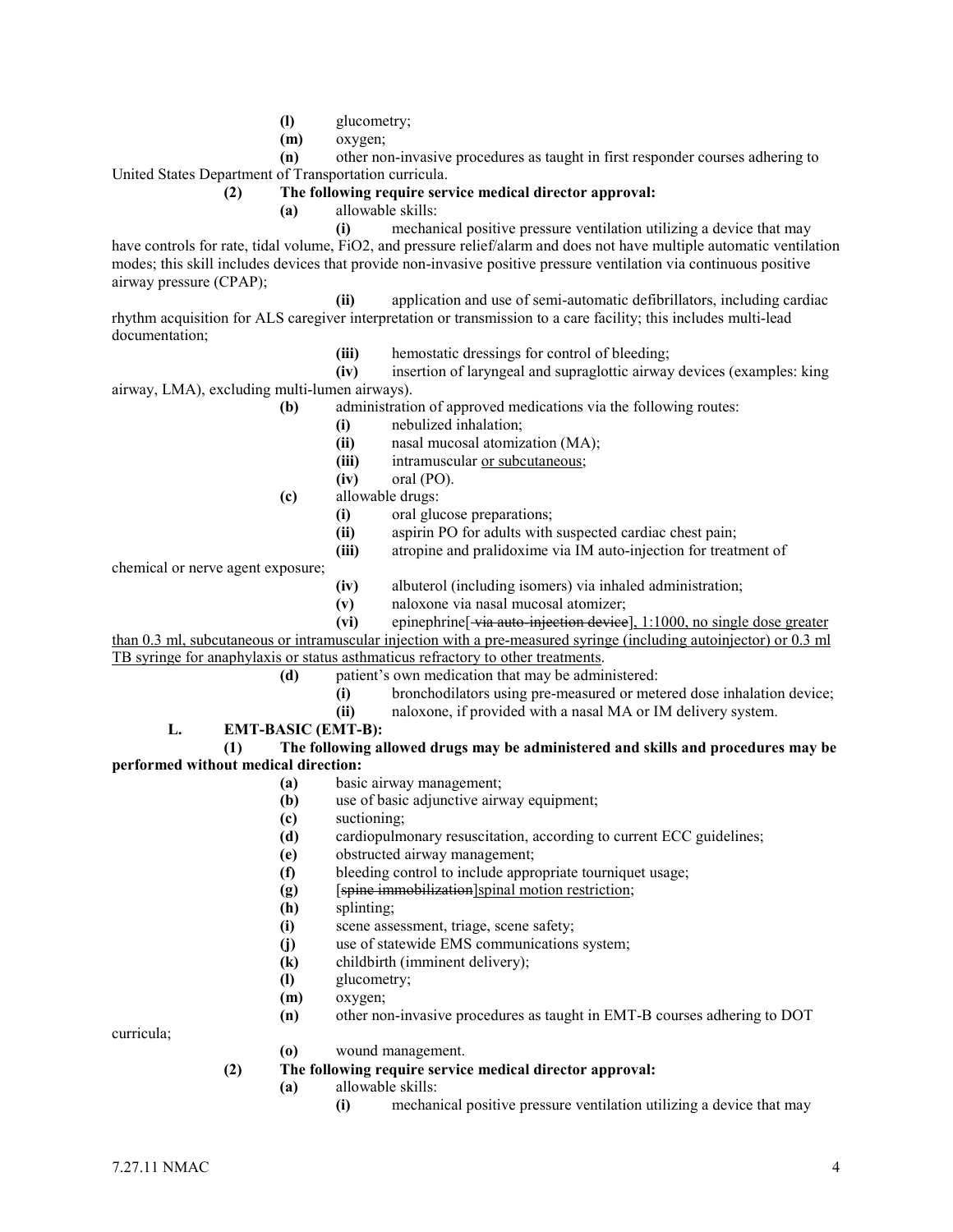**(l)** glucometry;

**(m)** oxygen;

**(n)** other non-invasive procedures as taught in first responder courses adhering to United States Department of Transportation curricula.

**(2) The following require service medical director approval:**

**(a)** allowable skills:

**(i)** mechanical positive pressure ventilation utilizing a device that may have controls for rate, tidal volume, FiO2, and pressure relief/alarm and does not have multiple automatic ventilation modes; this skill includes devices that provide non-invasive positive pressure ventilation via continuous positive airway pressure (CPAP);

**(ii)** application and use of semi-automatic defibrillators, including cardiac rhythm acquisition for ALS caregiver interpretation or transmission to a care facility; this includes multi-lead documentation;

**(iii)** hemostatic dressings for control of bleeding;

**(iv)** insertion of laryngeal and supraglottic airway devices (examples: king airway, LMA), excluding multi-lumen airways).

**(b)** administration of approved medications via the following routes:

**(i)** nebulized inhalation;

**(ii)** nasal mucosal atomization (MA);

**(iii)** intramuscular <u>or subcutaneous</u>;

**(iv)** oral (PO).

**(c)** allowable drugs:

**(i)** oral glucose preparations;

**(ii)** aspirin PO for adults with suspected cardiac chest pain;

**(iii)** atropine and pralidoxime via IM auto-injection for treatment of chemical or nerve agent exposure;

**(iv)** albuterol (including isomers) via inhaled administration;

**(v)** naloxone via nasal mucosal atomizer;

**(vi)** epinephrine[~~ via auto-injection device~~]<u>, 1:1000, no single dose greater than 0.3 ml, subcutaneous or intramuscular injection with a pre-measured syringe (including autoinjector) or 0.3 ml TB syringe for anaphylaxis or status asthmaticus refractory to other treatments</u>.

**(d)** patient's own medication that may be administered:

**(i)** bronchodilators using pre-measured or metered dose inhalation device;

**(ii)** naloxone, if provided with a nasal MA or IM delivery system.

**L. EMT-BASIC (EMT-B):**

**(1) The following allowed drugs may be administered and skills and procedures may be performed without medical direction:**

**(a)** basic airway management;

**(b)** use of basic adjunctive airway equipment;

**(c)** suctioning;

**(d)** cardiopulmonary resuscitation, according to current ECC guidelines;

**(e)** obstructed airway management;

**(f)** bleeding control to include appropriate tourniquet usage;

**(g)** [~~spine immobilization~~]<u>spinal motion restriction</u>;

**(h)** splinting;

**(i)** scene assessment, triage, scene safety;

**(j)** use of statewide EMS communications system;

**(k)** childbirth (imminent delivery);

**(l)** glucometry;

**(m)** oxygen;

**(n)** other non-invasive procedures as taught in EMT-B courses adhering to DOT curricula;

**(o)** wound management.

**(2) The following require service medical director approval:**

**(a)** allowable skills:

**(i)** mechanical positive pressure ventilation utilizing a device that may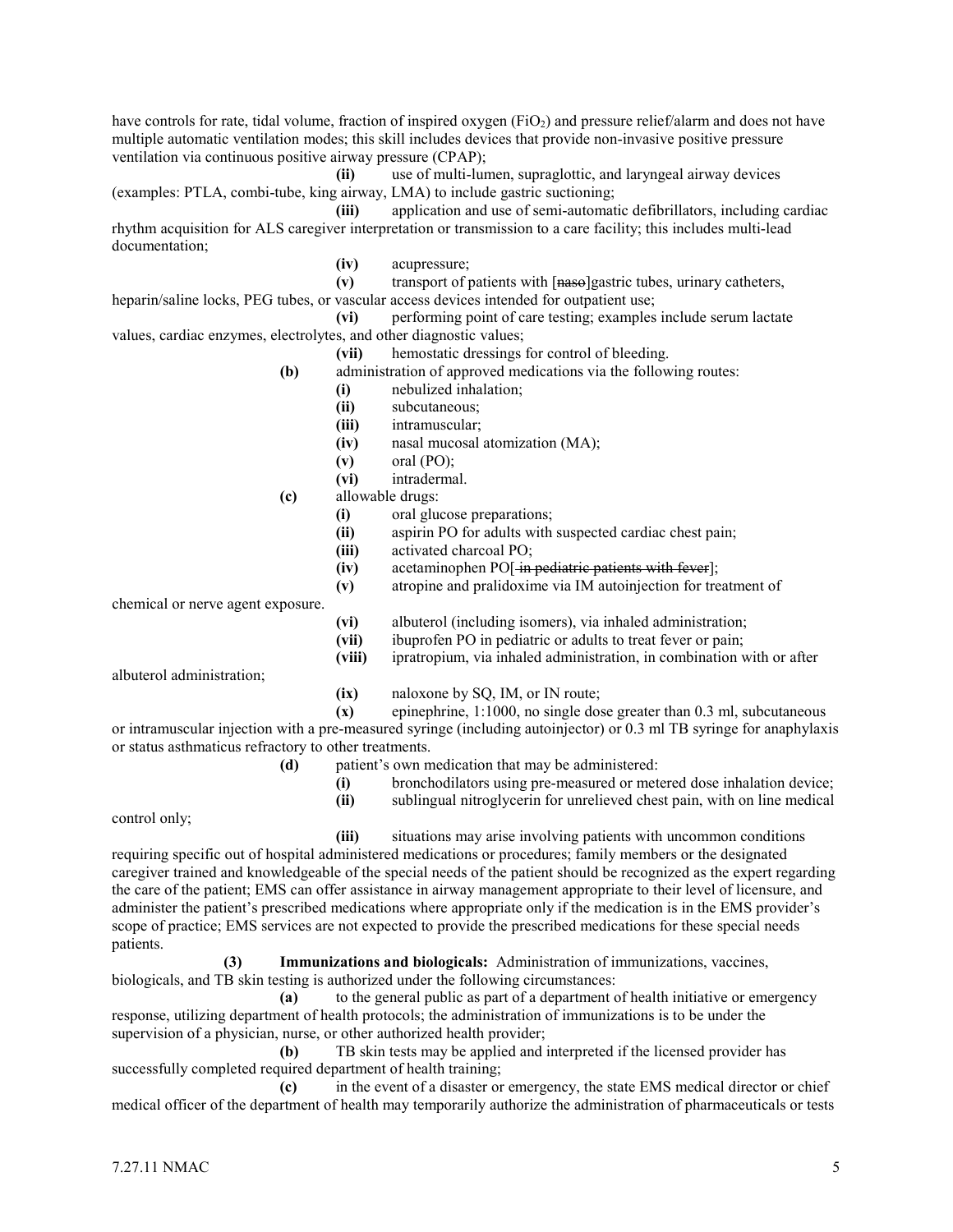have controls for rate, tidal volume, fraction of inspired oxygen ($FiO_2$) and pressure relief/alarm and does not have multiple automatic ventilation modes; this skill includes devices that provide non-invasive positive pressure ventilation via continuous positive airway pressure (CPAP);

**(ii)** use of multi-lumen, supraglottic, and laryngeal airway devices (examples: PTLA, combi-tube, king airway, LMA) to include gastric suctioning;

**(iii)** application and use of semi-automatic defibrillators, including cardiac rhythm acquisition for ALS caregiver interpretation or transmission to a care facility; this includes multi-lead documentation;

**(iv)** acupressure;

**(v)** transport of patients with [~~naso~~]gastric tubes, urinary catheters, heparin/saline locks, PEG tubes, or vascular access devices intended for outpatient use;

**(vi)** performing point of care testing; examples include serum lactate values, cardiac enzymes, electrolytes, and other diagnostic values;

**(vii)** hemostatic dressings for control of bleeding.

**(b)** administration of approved medications via the following routes:

**(i)** nebulized inhalation;

**(ii)** subcutaneous;

**(iii)** intramuscular;

**(iv)** nasal mucosal atomization (MA);

**(v)** oral (PO);

**(vi)** intradermal.

**(c)** allowable drugs:

**(i)** oral glucose preparations;

**(ii)** aspirin PO for adults with suspected cardiac chest pain;

**(iii)** activated charcoal PO;

**(iv)** acetaminophen PO[~~ in pediatric patients with fever~~];

**(v)** atropine and pralidoxime via IM autoinjection for treatment of chemical or nerve agent exposure.

**(vi)** albuterol (including isomers), via inhaled administration;

**(vii)** ibuprofen PO in pediatric or adults to treat fever or pain;

**(viii)** ipratropium, via inhaled administration, in combination with or after albuterol administration;

**(ix)** naloxone by SQ, IM, or IN route;

**(x)** epinephrine, 1:1000, no single dose greater than 0.3 ml, subcutaneous or intramuscular injection with a pre-measured syringe (including autoinjector) or 0.3 ml TB syringe for anaphylaxis or status asthmaticus refractory to other treatments.

**(d)** patient's own medication that may be administered:

**(i)** bronchodilators using pre-measured or metered dose inhalation device;

**(ii)** sublingual nitroglycerin for unrelieved chest pain, with on line medical control only;

**(iii)** situations may arise involving patients with uncommon conditions requiring specific out of hospital administered medications or procedures; family members or the designated caregiver trained and knowledgeable of the special needs of the patient should be recognized as the expert regarding the care of the patient; EMS can offer assistance in airway management appropriate to their level of licensure, and administer the patient's prescribed medications where appropriate only if the medication is in the EMS provider's scope of practice; EMS services are not expected to provide the prescribed medications for these special needs patients.

**(3) Immunizations and biologicals:** Administration of immunizations, vaccines, biologicals, and TB skin testing is authorized under the following circumstances:

**(a)** to the general public as part of a department of health initiative or emergency response, utilizing department of health protocols; the administration of immunizations is to be under the supervision of a physician, nurse, or other authorized health provider;

**(b)** TB skin tests may be applied and interpreted if the licensed provider has successfully completed required department of health training;

**(c)** in the event of a disaster or emergency, the state EMS medical director or chief medical officer of the department of health may temporarily authorize the administration of pharmaceuticals or tests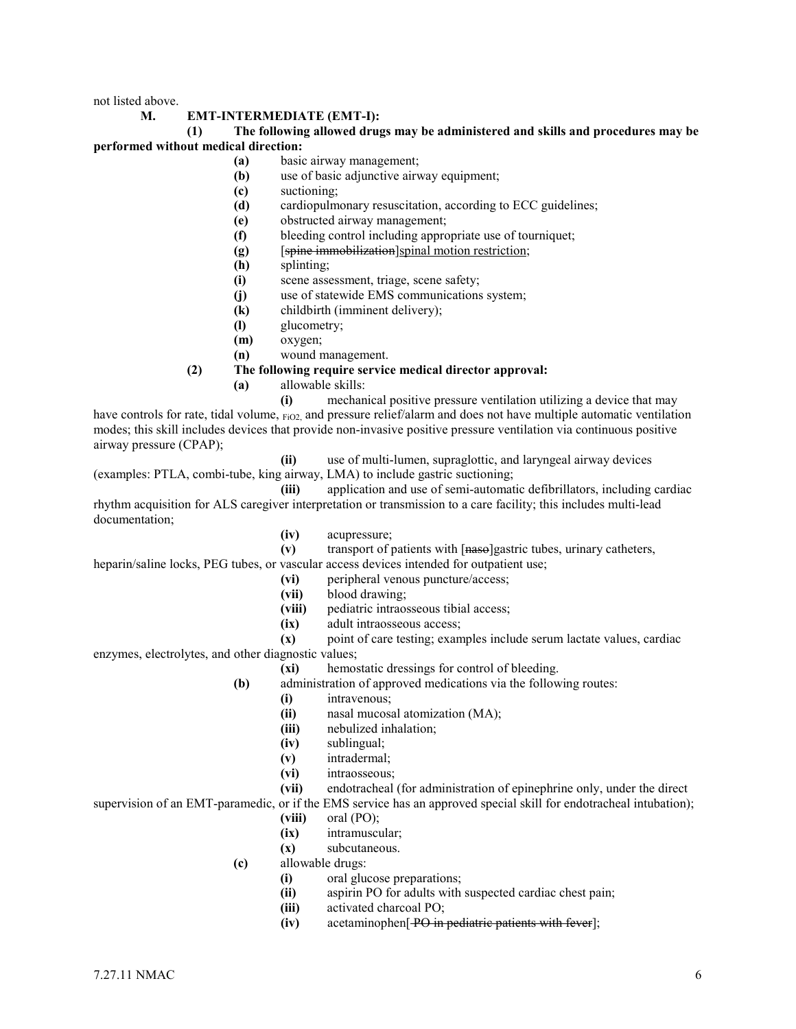not listed above.

**M. EMT-INTERMEDIATE (EMT-I):**

**(1) The following allowed drugs may be administered and skills and procedures may be performed without medical direction:**

**(a)** basic airway management;
**(b)** use of basic adjunctive airway equipment;
**(c)** suctioning;
**(d)** cardiopulmonary resuscitation, according to ECC guidelines;
**(e)** obstructed airway management;
**(f)** bleeding control including appropriate use of tourniquet;
**(g)** [~~spine immobilization~~]<u>spinal motion restriction</u>;
**(h)** splinting;
**(i)** scene assessment, triage, scene safety;
**(j)** use of statewide EMS communications system;
**(k)** childbirth (imminent delivery);
**(l)** glucometry;
**(m)** oxygen;
**(n)** wound management.

**(2) The following require service medical director approval:**

**(a)** allowable skills:

**(i)** mechanical positive pressure ventilation utilizing a device that may have controls for rate, tidal volume, $FiO_2$, and pressure relief/alarm and does not have multiple automatic ventilation modes; this skill includes devices that provide non-invasive positive pressure ventilation via continuous positive airway pressure (CPAP);

**(ii)** use of multi-lumen, supraglottic, and laryngeal airway devices (examples: PTLA, combi-tube, king airway, LMA) to include gastric suctioning;

**(iii)** application and use of semi-automatic defibrillators, including cardiac rhythm acquisition for ALS caregiver interpretation or transmission to a care facility; this includes multi-lead documentation;

**(iv)** acupressure;

**(v)** transport of patients with [~~naso~~]gastric tubes, urinary catheters, heparin/saline locks, PEG tubes, or vascular access devices intended for outpatient use;

**(vi)** peripheral venous puncture/access;

**(vii)** blood drawing;

**(viii)** pediatric intraosseous tibial access;

**(ix)** adult intraosseous access;

**(x)** point of care testing; examples include serum lactate values, cardiac enzymes, electrolytes, and other diagnostic values;

**(xi)** hemostatic dressings for control of bleeding.

**(b)** administration of approved medications via the following routes:

**(i)** intravenous;
**(ii)** nasal mucosal atomization (MA);
**(iii)** nebulized inhalation;
**(iv)** sublingual;
**(v)** intradermal;
**(vi)** intraosseous;
**(vii)** endotracheal (for administration of epinephrine only, under the direct supervision of an EMT-paramedic, or if the EMS service has an approved special skill for endotracheal intubation);
**(viii)** oral (PO);
**(ix)** intramuscular;
**(x)** subcutaneous.

**(c)** allowable drugs:

**(i)** oral glucose preparations;
**(ii)** aspirin PO for adults with suspected cardiac chest pain;
**(iii)** activated charcoal PO;
**(iv)** acetaminophen[~~ PO in pediatric patients with fever~~];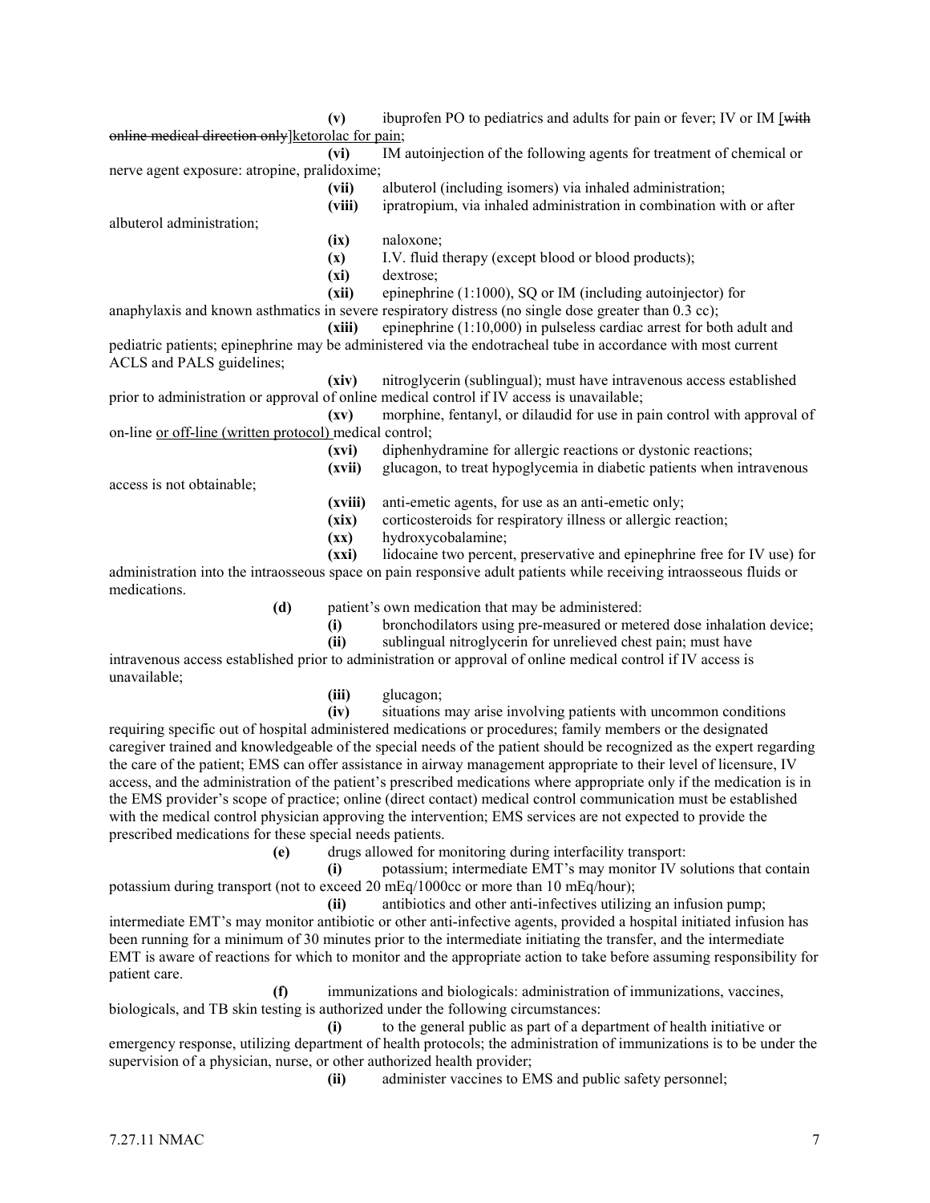**(v)** ibuprofen PO to pediatrics and adults for pain or fever; IV or IM [~~with online medical direction only~~]ketorolac for pain;

**(vi)** IM autoinjection of the following agents for treatment of chemical or nerve agent exposure: atropine, pralidoxime;

**(vii)** albuterol (including isomers) via inhaled administration;

**(viii)** ipratropium, via inhaled administration in combination with or after albuterol administration;

**(ix)** naloxone;

**(x)** I.V. fluid therapy (except blood or blood products);

**(xi)** dextrose;

**(xii)** epinephrine (1:1000), SQ or IM (including autoinjector) for anaphylaxis and known asthmatics in severe respiratory distress (no single dose greater than 0.3 cc);

**(xiii)** epinephrine (1:10,000) in pulseless cardiac arrest for both adult and pediatric patients; epinephrine may be administered via the endotracheal tube in accordance with most current ACLS and PALS guidelines;

**(xiv)** nitroglycerin (sublingual); must have intravenous access established prior to administration or approval of online medical control if IV access is unavailable;

**(xv)** morphine, fentanyl, or dilaudid for use in pain control with approval of on-line <u>or off-line (written protocol)</u> medical control;

**(xvi)** diphenhydramine for allergic reactions or dystonic reactions;

**(xvii)** glucagon, to treat hypoglycemia in diabetic patients when intravenous access is not obtainable;

**(xviii)** anti-emetic agents, for use as an anti-emetic only;

**(xix)** corticosteroids for respiratory illness or allergic reaction;

**(xx)** hydroxycobalamine;

**(xxi)** lidocaine two percent, preservative and epinephrine free for IV use) for administration into the intraosseous space on pain responsive adult patients while receiving intraosseous fluids or medications.

**(d)** patient's own medication that may be administered:

**(i)** bronchodilators using pre-measured or metered dose inhalation device;

**(ii)** sublingual nitroglycerin for unrelieved chest pain; must have intravenous access established prior to administration or approval of online medical control if IV access is unavailable;

**(iii)** glucagon;

**(iv)** situations may arise involving patients with uncommon conditions requiring specific out of hospital administered medications or procedures; family members or the designated caregiver trained and knowledgeable of the special needs of the patient should be recognized as the expert regarding the care of the patient; EMS can offer assistance in airway management appropriate to their level of licensure, IV access, and the administration of the patient's prescribed medications where appropriate only if the medication is in the EMS provider's scope of practice; online (direct contact) medical control communication must be established with the medical control physician approving the intervention; EMS services are not expected to provide the prescribed medications for these special needs patients.

**(e)** drugs allowed for monitoring during interfacility transport:

**(i)** potassium; intermediate EMT's may monitor IV solutions that contain potassium during transport (not to exceed 20 mEq/1000cc or more than 10 mEq/hour);

**(ii)** antibiotics and other anti-infectives utilizing an infusion pump; intermediate EMT's may monitor antibiotic or other anti-infective agents, provided a hospital initiated infusion has been running for a minimum of 30 minutes prior to the intermediate initiating the transfer, and the intermediate EMT is aware of reactions for which to monitor and the appropriate action to take before assuming responsibility for patient care.

**(f)** immunizations and biologicals: administration of immunizations, vaccines, biologicals, and TB skin testing is authorized under the following circumstances:

**(i)** to the general public as part of a department of health initiative or emergency response, utilizing department of health protocols; the administration of immunizations is to be under the supervision of a physician, nurse, or other authorized health provider;

**(ii)** administer vaccines to EMS and public safety personnel;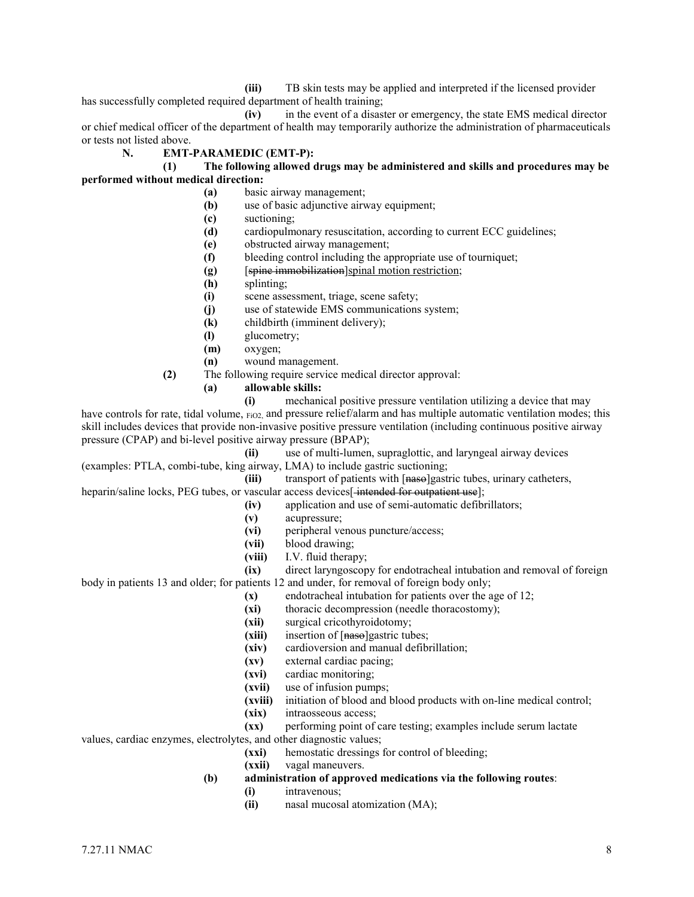**(iii)** TB skin tests may be applied and interpreted if the licensed provider has successfully completed required department of health training;

**(iv)** in the event of a disaster or emergency, the state EMS medical director or chief medical officer of the department of health may temporarily authorize the administration of pharmaceuticals or tests not listed above.

**N. EMT-PARAMEDIC (EMT-P):**

**(1) The following allowed drugs may be administered and skills and procedures may be performed without medical direction:**

**(a)** basic airway management;

**(b)** use of basic adjunctive airway equipment;

**(c)** suctioning;

**(d)** cardiopulmonary resuscitation, according to current ECC guidelines;

**(e)** obstructed airway management;

**(f)** bleeding control including the appropriate use of tourniquet;

**(g)** [~~spine immobilization~~]spinal motion restriction;

**(h)** splinting;

**(i)** scene assessment, triage, scene safety;

**(j)** use of statewide EMS communications system;

**(k)** childbirth (imminent delivery);

**(l)** glucometry;

**(m)** oxygen;

**(n)** wound management.

**(2)** The following require service medical director approval:

**(a) allowable skills:**

**(i)** mechanical positive pressure ventilation utilizing a device that may have controls for rate, tidal volume, $FiO_2$, and pressure relief/alarm and has multiple automatic ventilation modes; this skill includes devices that provide non-invasive positive pressure ventilation (including continuous positive airway pressure (CPAP) and bi-level positive airway pressure (BPAP);

**(ii)** use of multi-lumen, supraglottic, and laryngeal airway devices (examples: PTLA, combi-tube, king airway, LMA) to include gastric suctioning;

**(iii)** transport of patients with [~~naso~~]gastric tubes, urinary catheters, heparin/saline locks, PEG tubes, or vascular access devices[~~ intended for outpatient use~~];

**(iv)** application and use of semi-automatic defibrillators;

**(v)** acupressure;

**(vi)** peripheral venous puncture/access;

**(vii)** blood drawing;

**(viii)** I.V. fluid therapy;

**(ix)** direct laryngoscopy for endotracheal intubation and removal of foreign body in patients 13 and older; for patients 12 and under, for removal of foreign body only;

**(x)** endotracheal intubation for patients over the age of 12;

**(xi)** thoracic decompression (needle thoracostomy);

**(xii)** surgical cricothyroidotomy;

**(xiii)** insertion of [~~naso~~]gastric tubes;

**(xiv)** cardioversion and manual defibrillation;

**(xv)** external cardiac pacing;

**(xvi)** cardiac monitoring;

**(xvii)** use of infusion pumps;

**(xviii)** initiation of blood and blood products with on-line medical control;

**(xix)** intraosseous access;

**(xx)** performing point of care testing; examples include serum lactate values, cardiac enzymes, electrolytes, and other diagnostic values;

**(xxi)** hemostatic dressings for control of bleeding;

**(xxii)** vagal maneuvers.

**(b) administration of approved medications via the following routes**:

**(i)** intravenous;

**(ii)** nasal mucosal atomization (MA);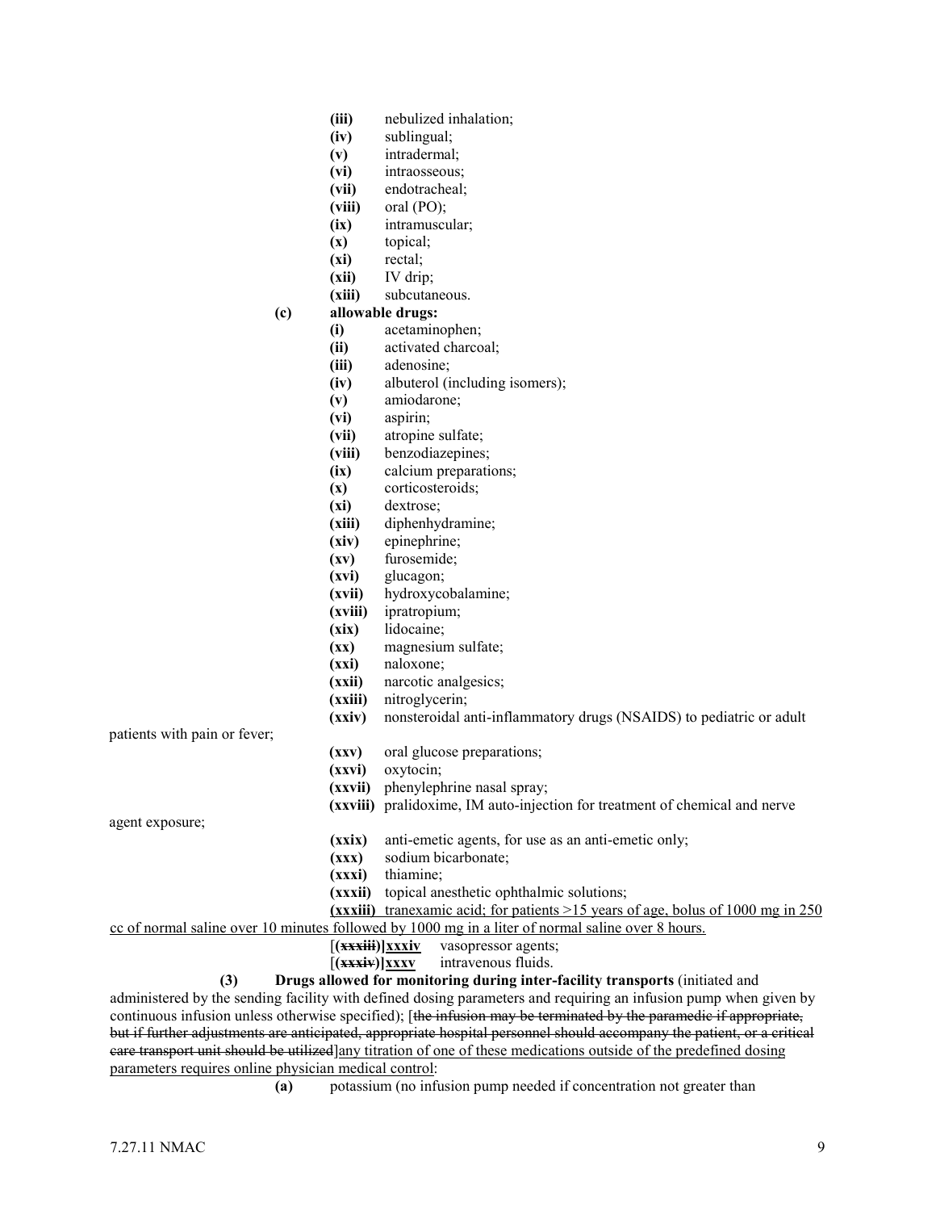**(iii)** nebulized inhalation;
**(iv)** sublingual;
**(v)** intradermal;
**(vi)** intraosseous;
**(vii)** endotracheal;
**(viii)** oral (PO);
**(ix)** intramuscular;
**(x)** topical;
**(xi)** rectal;
**(xii)** IV drip;
**(xiii)** subcutaneous.

**(c)** **allowable drugs:**
**(i)** acetaminophen;
**(ii)** activated charcoal;
**(iii)** adenosine;
**(iv)** albuterol (including isomers);
**(v)** amiodarone;
**(vi)** aspirin;
**(vii)** atropine sulfate;
**(viii)** benzodiazepines;
**(ix)** calcium preparations;
**(x)** corticosteroids;
**(xi)** dextrose;
**(xiii)** diphenhydramine;
**(xiv)** epinephrine;
**(xv)** furosemide;
**(xvi)** glucagon;
**(xvii)** hydroxycobalamine;
**(xviii)** ipratropium;
**(xix)** lidocaine;
**(xx)** magnesium sulfate;
**(xxi)** naloxone;
**(xxii)** narcotic analgesics;
**(xxiii)** nitroglycerin;
**(xxiv)** nonsteroidal anti-inflammatory drugs (NSAIDS) to pediatric or adult patients with pain or fever;
**(xxv)** oral glucose preparations;
**(xxvi)** oxytocin;
**(xxvii)** phenylephrine nasal spray;
**(xxviii)** pralidoxime, IM auto-injection for treatment of chemical and nerve agent exposure;
**(xxix)** anti-emetic agents, for use as an anti-emetic only;
**(xxx)** sodium bicarbonate;
**(xxxi)** thiamine;
**(xxxii)** topical anesthetic ophthalmic solutions;
<u>**(xxxiii)** tranexamic acid; for patients >15 years of age, bolus of 1000 mg in 250 cc of normal saline over 10 minutes followed by 1000 mg in a liter of normal saline over 8 hours.</u>
[**(~~xxxiii~~)**]<u>**xxxiv**</u> vasopressor agents;
[**(~~xxxiv~~)**]<u>**xxxv**</u> intravenous fluids.

**(3)** **Drugs allowed for monitoring during inter-facility transports** (initiated and administered by the sending facility with defined dosing parameters and requiring an infusion pump when given by continuous infusion unless otherwise specified); [~~the infusion may be terminated by the paramedic if appropriate, but if further adjustments are anticipated, appropriate hospital personnel should accompany the patient, or a critical care transport unit should be utilized~~]<u>any titration of one of these medications outside of the predefined dosing parameters requires online physician medical control</u>:

**(a)** potassium (no infusion pump needed if concentration not greater than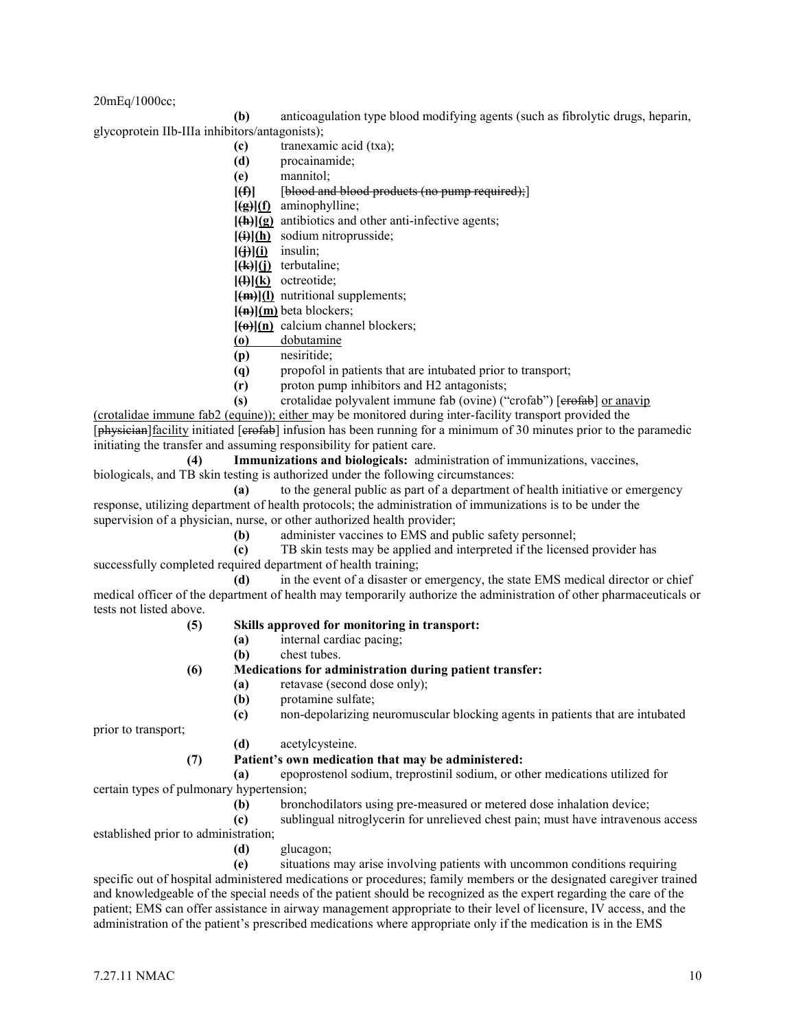20mEq/1000cc;

**(b)** anticoagulation type blood modifying agents (such as fibrolytic drugs, heparin, glycoprotein IIb-IIIa inhibitors/antagonists);

**(c)** tranexamic acid (txa);

**(d)** procainamide;

**(e)** mannitol;

**[~~(f)~~]** [~~blood and blood products (no pump required);~~]

**[~~(g)~~]<u>(f)</u>** aminophylline;

**[~~(h)~~]<u>(g)</u>** antibiotics and other anti-infective agents;

**[~~(i)~~]<u>(h)</u>** sodium nitroprusside;

**[~~(j)~~]<u>(i)</u>** insulin;

**[~~(k)~~]<u>(j)</u>** terbutaline;

**[~~(l)~~]<u>(k)</u>** octreotide;

**[~~(m)~~]<u>(l)</u>** nutritional supplements;

**[~~(n)~~]<u>(m)</u>** beta blockers;

**[~~(o)~~]<u>(n)</u>** calcium channel blockers;

**<u>(o)</u>** <u>dobutamine</u>

**(p)** nesiritide;

**(q)** propofol in patients that are intubated prior to transport;

**(r)** proton pump inhibitors and H2 antagonists;

**(s)** crotalidae polyvalent immune fab (ovine) ("crofab") [~~crofab~~] <u>or anavip (crotalidae immune fab2 (equine)); either</u> may be monitored during inter-facility transport provided the [~~physician~~]<u>facility</u> initiated [~~crofab~~] infusion has been running for a minimum of 30 minutes prior to the paramedic initiating the transfer and assuming responsibility for patient care.

**(4) Immunizations and biologicals:** administration of immunizations, vaccines, biologicals, and TB skin testing is authorized under the following circumstances:

**(a)** to the general public as part of a department of health initiative or emergency response, utilizing department of health protocols; the administration of immunizations is to be under the supervision of a physician, nurse, or other authorized health provider;

**(b)** administer vaccines to EMS and public safety personnel;

**(c)** TB skin tests may be applied and interpreted if the licensed provider has successfully completed required department of health training;

**(d)** in the event of a disaster or emergency, the state EMS medical director or chief medical officer of the department of health may temporarily authorize the administration of other pharmaceuticals or tests not listed above.

**(5) Skills approved for monitoring in transport:**

**(a)** internal cardiac pacing;

**(b)** chest tubes.

**(6) Medications for administration during patient transfer:**

**(a)** retavase (second dose only);

**(b)** protamine sulfate;

**(c)** non-depolarizing neuromuscular blocking agents in patients that are intubated prior to transport;

**(d)** acetylcysteine.

**(7) Patient's own medication that may be administered:**

**(a)** epoprostenol sodium, treprostinil sodium, or other medications utilized for certain types of pulmonary hypertension;

**(b)** bronchodilators using pre-measured or metered dose inhalation device;

**(c)** sublingual nitroglycerin for unrelieved chest pain; must have intravenous access established prior to administration;

**(d)** glucagon;

**(e)** situations may arise involving patients with uncommon conditions requiring specific out of hospital administered medications or procedures; family members or the designated caregiver trained and knowledgeable of the special needs of the patient should be recognized as the expert regarding the care of the patient; EMS can offer assistance in airway management appropriate to their level of licensure, IV access, and the administration of the patient's prescribed medications where appropriate only if the medication is in the EMS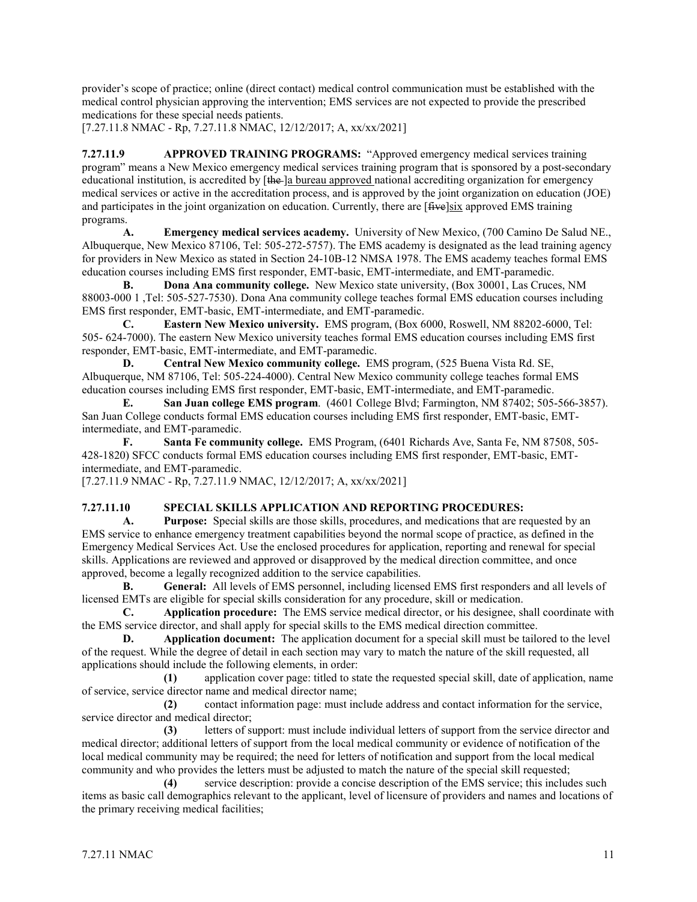provider's scope of practice; online (direct contact) medical control communication must be established with the medical control physician approving the intervention; EMS services are not expected to provide the prescribed medications for these special needs patients.
[7.27.11.8 NMAC - Rp, 7.27.11.8 NMAC, 12/12/2017; A, xx/xx/2021]

**7.27.11.9 APPROVED TRAINING PROGRAMS:** "Approved emergency medical services training program" means a New Mexico emergency medical services training program that is sponsored by a post-secondary educational institution, is accredited by [~~the~~ ]a bureau approved national accrediting organization for emergency medical services or active in the accreditation process, and is approved by the joint organization on education (JOE) and participates in the joint organization on education. Currently, there are [~~five~~]six approved EMS training programs.

**A. Emergency medical services academy.** University of New Mexico, (700 Camino De Salud NE., Albuquerque, New Mexico 87106, Tel: 505-272-5757). The EMS academy is designated as the lead training agency for providers in New Mexico as stated in Section 24-10B-12 NMSA 1978. The EMS academy teaches formal EMS education courses including EMS first responder, EMT-basic, EMT-intermediate, and EMT-paramedic.

**B. Dona Ana community college.** New Mexico state university, (Box 30001, Las Cruces, NM 88003-000 1 ,Tel: 505-527-7530). Dona Ana community college teaches formal EMS education courses including EMS first responder, EMT-basic, EMT-intermediate, and EMT-paramedic.

**C. Eastern New Mexico university.** EMS program, (Box 6000, Roswell, NM 88202-6000, Tel: 505- 624-7000). The eastern New Mexico university teaches formal EMS education courses including EMS first responder, EMT-basic, EMT-intermediate, and EMT-paramedic.

**D. Central New Mexico community college.** EMS program, (525 Buena Vista Rd. SE, Albuquerque, NM 87106, Tel: 505-224-4000). Central New Mexico community college teaches formal EMS education courses including EMS first responder, EMT-basic, EMT-intermediate, and EMT-paramedic.

**E. San Juan college EMS program**. (4601 College Blvd; Farmington, NM 87402; 505-566-3857). San Juan College conducts formal EMS education courses including EMS first responder, EMT-basic, EMT-intermediate, and EMT-paramedic.

**F. Santa Fe community college.** EMS Program, (6401 Richards Ave, Santa Fe, NM 87508, 505-428-1820) SFCC conducts formal EMS education courses including EMS first responder, EMT-basic, EMT-intermediate, and EMT-paramedic.
[7.27.11.9 NMAC - Rp, 7.27.11.9 NMAC, 12/12/2017; A, xx/xx/2021]

**7.27.11.10 SPECIAL SKILLS APPLICATION AND REPORTING PROCEDURES:**

**A. Purpose:** Special skills are those skills, procedures, and medications that are requested by an EMS service to enhance emergency treatment capabilities beyond the normal scope of practice, as defined in the Emergency Medical Services Act. Use the enclosed procedures for application, reporting and renewal for special skills. Applications are reviewed and approved or disapproved by the medical direction committee, and once approved, become a legally recognized addition to the service capabilities.

**B. General:** All levels of EMS personnel, including licensed EMS first responders and all levels of licensed EMTs are eligible for special skills consideration for any procedure, skill or medication.

**C. Application procedure:** The EMS service medical director, or his designee, shall coordinate with the EMS service director, and shall apply for special skills to the EMS medical direction committee.

**D. Application document:** The application document for a special skill must be tailored to the level of the request. While the degree of detail in each section may vary to match the nature of the skill requested, all applications should include the following elements, in order:

**(1)** application cover page: titled to state the requested special skill, date of application, name of service, service director name and medical director name;

**(2)** contact information page: must include address and contact information for the service, service director and medical director;

**(3)** letters of support: must include individual letters of support from the service director and medical director; additional letters of support from the local medical community or evidence of notification of the local medical community may be required; the need for letters of notification and support from the local medical community and who provides the letters must be adjusted to match the nature of the special skill requested;

**(4)** service description: provide a concise description of the EMS service; this includes such items as basic call demographics relevant to the applicant, level of licensure of providers and names and locations of the primary receiving medical facilities;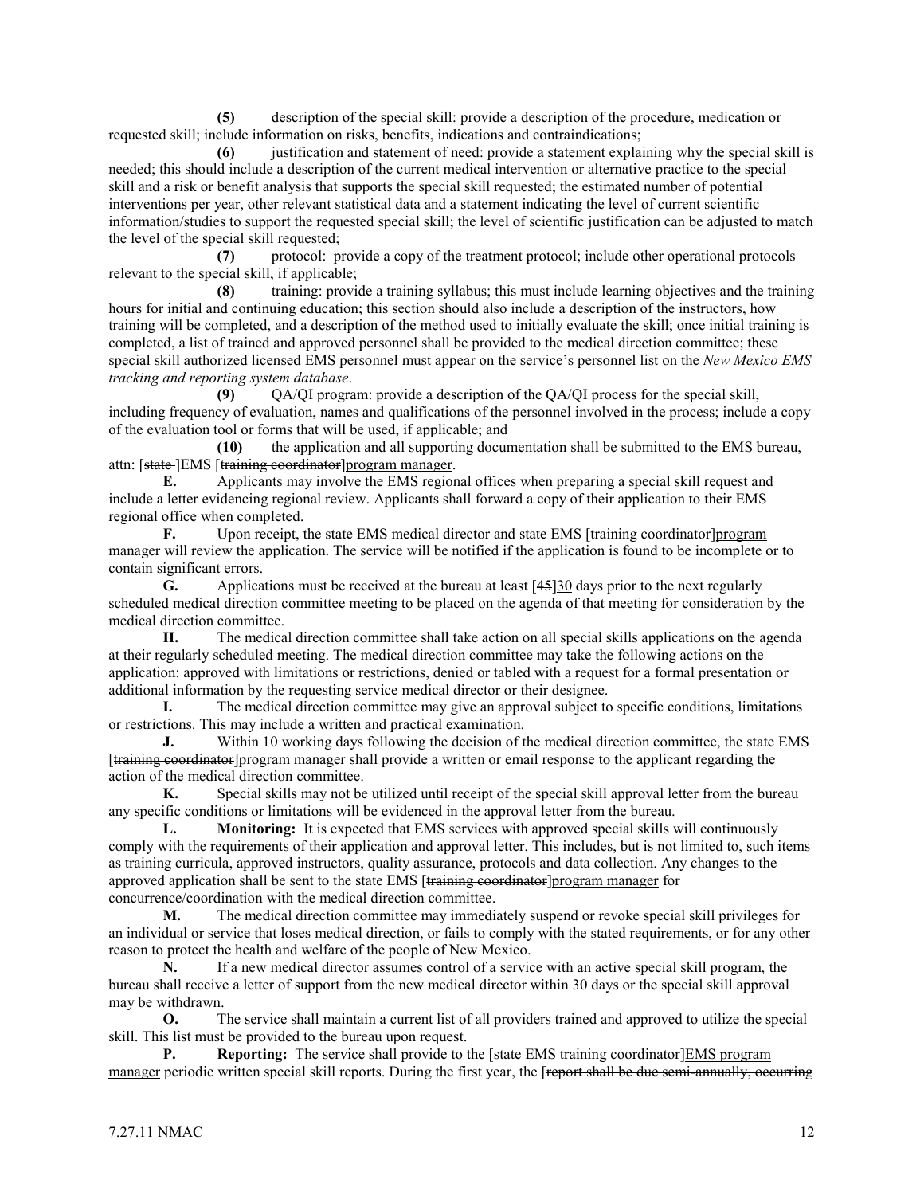**(5)** description of the special skill: provide a description of the procedure, medication or requested skill; include information on risks, benefits, indications and contraindications;

**(6)** justification and statement of need: provide a statement explaining why the special skill is needed; this should include a description of the current medical intervention or alternative practice to the special skill and a risk or benefit analysis that supports the special skill requested; the estimated number of potential interventions per year, other relevant statistical data and a statement indicating the level of current scientific information/studies to support the requested special skill; the level of scientific justification can be adjusted to match the level of the special skill requested;

**(7)** protocol: provide a copy of the treatment protocol; include other operational protocols relevant to the special skill, if applicable;

**(8)** training: provide a training syllabus; this must include learning objectives and the training hours for initial and continuing education; this section should also include a description of the instructors, how training will be completed, and a description of the method used to initially evaluate the skill; once initial training is completed, a list of trained and approved personnel shall be provided to the medical direction committee; these special skill authorized licensed EMS personnel must appear on the service's personnel list on the *New Mexico EMS tracking and reporting system database*.

**(9)** QA/QI program: provide a description of the QA/QI process for the special skill, including frequency of evaluation, names and qualifications of the personnel involved in the process; include a copy of the evaluation tool or forms that will be used, if applicable; and

**(10)** the application and all supporting documentation shall be submitted to the EMS bureau, attn: [~~state~~ ]EMS [~~training coordinator~~]program manager.

**E.** Applicants may involve the EMS regional offices when preparing a special skill request and include a letter evidencing regional review. Applicants shall forward a copy of their application to their EMS regional office when completed.

**F.** Upon receipt, the state EMS medical director and state EMS [~~training coordinator~~]program manager will review the application. The service will be notified if the application is found to be incomplete or to contain significant errors.

**G.** Applications must be received at the bureau at least [~~45~~]30 days prior to the next regularly scheduled medical direction committee meeting to be placed on the agenda of that meeting for consideration by the medical direction committee.

**H.** The medical direction committee shall take action on all special skills applications on the agenda at their regularly scheduled meeting. The medical direction committee may take the following actions on the application: approved with limitations or restrictions, denied or tabled with a request for a formal presentation or additional information by the requesting service medical director or their designee.

**I.** The medical direction committee may give an approval subject to specific conditions, limitations or restrictions. This may include a written and practical examination.

**J.** Within 10 working days following the decision of the medical direction committee, the state EMS [~~training coordinator~~]program manager shall provide a written or email response to the applicant regarding the action of the medical direction committee.

**K.** Special skills may not be utilized until receipt of the special skill approval letter from the bureau any specific conditions or limitations will be evidenced in the approval letter from the bureau.

**L. Monitoring:** It is expected that EMS services with approved special skills will continuously comply with the requirements of their application and approval letter. This includes, but is not limited to, such items as training curricula, approved instructors, quality assurance, protocols and data collection. Any changes to the approved application shall be sent to the state EMS [~~training coordinator~~]program manager for concurrence/coordination with the medical direction committee.

**M.** The medical direction committee may immediately suspend or revoke special skill privileges for an individual or service that loses medical direction, or fails to comply with the stated requirements, or for any other reason to protect the health and welfare of the people of New Mexico.

**N.** If a new medical director assumes control of a service with an active special skill program, the bureau shall receive a letter of support from the new medical director within 30 days or the special skill approval may be withdrawn.

**O.** The service shall maintain a current list of all providers trained and approved to utilize the special skill. This list must be provided to the bureau upon request.

**P. Reporting:** The service shall provide to the [~~state EMS training coordinator~~]EMS program manager periodic written special skill reports. During the first year, the [~~report shall be due semi-annually, occurring~~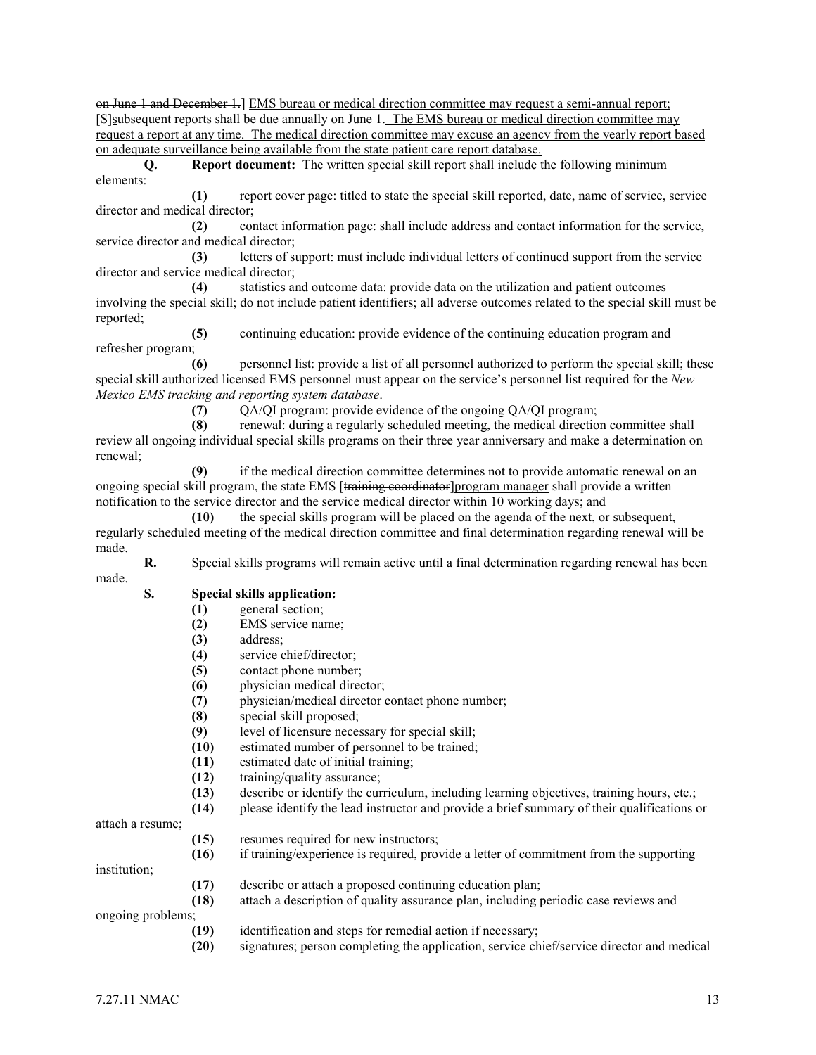~~on June 1 and December 1.~~] EMS bureau or medical direction committee may request a semi-annual report; [~~S~~]subsequent reports shall be due annually on June 1. The EMS bureau or medical direction committee may request a report at any time. The medical direction committee may excuse an agency from the yearly report based on adequate surveillance being available from the state patient care report database.

**Q. Report document:** The written special skill report shall include the following minimum elements:

**(1)** report cover page: titled to state the special skill reported, date, name of service, service director and medical director;

**(2)** contact information page: shall include address and contact information for the service, service director and medical director;

**(3)** letters of support: must include individual letters of continued support from the service director and service medical director;

**(4)** statistics and outcome data: provide data on the utilization and patient outcomes involving the special skill; do not include patient identifiers; all adverse outcomes related to the special skill must be reported;

**(5)** continuing education: provide evidence of the continuing education program and refresher program;

**(6)** personnel list: provide a list of all personnel authorized to perform the special skill; these special skill authorized licensed EMS personnel must appear on the service's personnel list required for the *New Mexico EMS tracking and reporting system database*.

**(7)** QA/QI program: provide evidence of the ongoing QA/QI program;

**(8)** renewal: during a regularly scheduled meeting, the medical direction committee shall review all ongoing individual special skills programs on their three year anniversary and make a determination on renewal;

**(9)** if the medical direction committee determines not to provide automatic renewal on an ongoing special skill program, the state EMS [~~training coordinator~~]program manager shall provide a written notification to the service director and the service medical director within 10 working days; and

**(10)** the special skills program will be placed on the agenda of the next, or subsequent, regularly scheduled meeting of the medical direction committee and final determination regarding renewal will be made.

**R.** Special skills programs will remain active until a final determination regarding renewal has been made.

**S. Special skills application:**

**(1)** general section;
**(2)** EMS service name;
**(3)** address;
**(4)** service chief/director;
**(5)** contact phone number;
**(6)** physician medical director;
**(7)** physician/medical director contact phone number;
**(8)** special skill proposed;
**(9)** level of licensure necessary for special skill;
**(10)** estimated number of personnel to be trained;
**(11)** estimated date of initial training;
**(12)** training/quality assurance;
**(13)** describe or identify the curriculum, including learning objectives, training hours, etc.;
**(14)** please identify the lead instructor and provide a brief summary of their qualifications or attach a resume;
**(15)** resumes required for new instructors;
**(16)** if training/experience is required, provide a letter of commitment from the supporting institution;
**(17)** describe or attach a proposed continuing education plan;
**(18)** attach a description of quality assurance plan, including periodic case reviews and ongoing problems;
**(19)** identification and steps for remedial action if necessary;
**(20)** signatures; person completing the application, service chief/service director and medical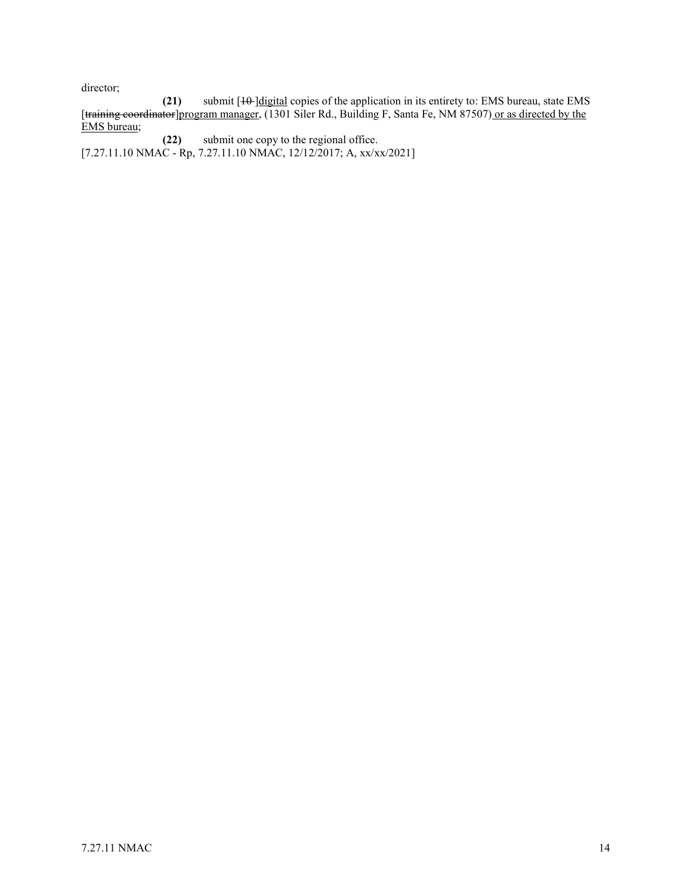director;

**(21)** submit [~~10~~ ]<u>digital</u> copies of the application in its entirety to: EMS bureau, state EMS [~~training coordinator~~]<u>program manager</u>, (1301 Siler Rd., Building F, Santa Fe, NM 87507)<u> or as directed by the EMS bureau</u>;

**(22)** submit one copy to the regional office.

[7.27.11.10 NMAC - Rp, 7.27.11.10 NMAC, 12/12/2017; A, xx/xx/2021]